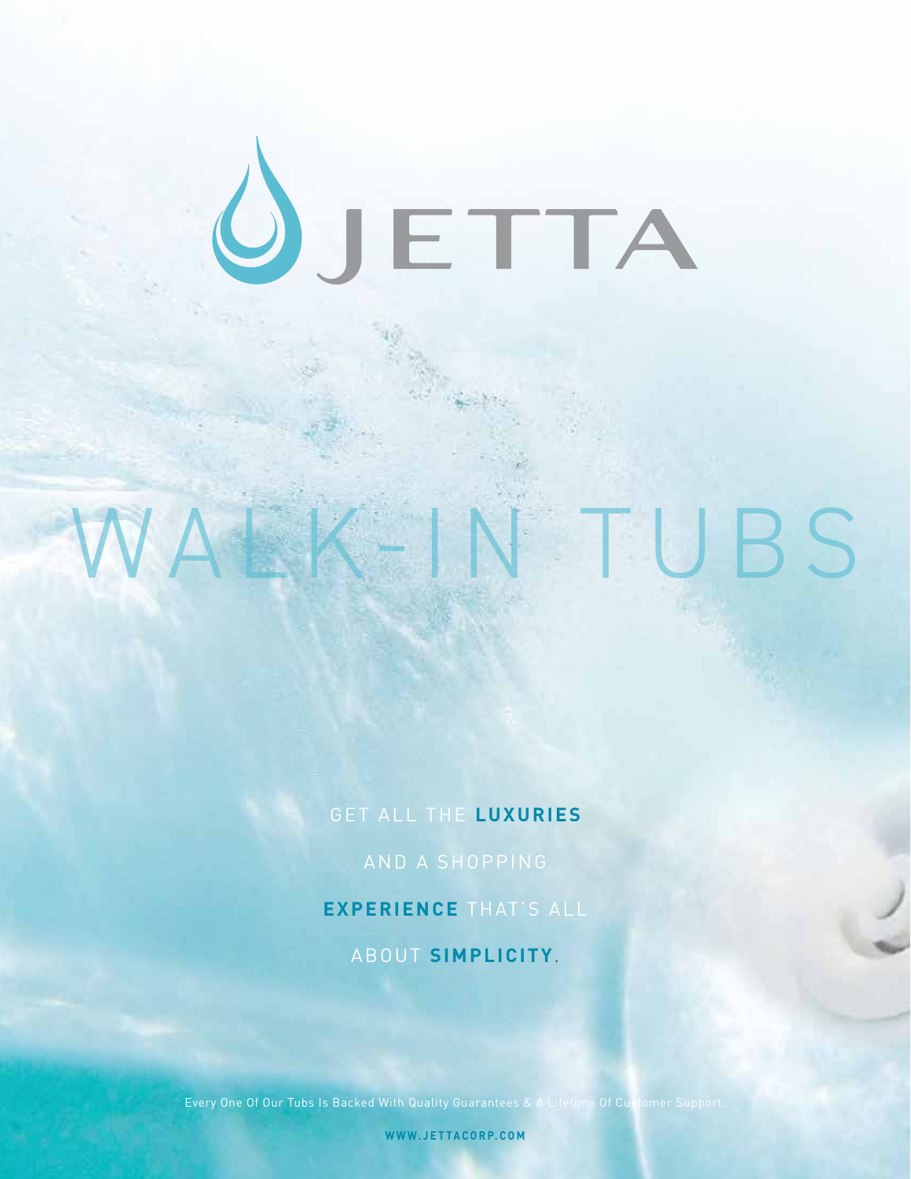# JETTA

# WALK-IN TUBS

GET ALL THE **LUXURIES**

AND A SHOPPING

**EXPERIENCE** THAT'S ALL

ABOUT **SIMPLICITY**.

Every One Of Our Tubs Is Backed With Quality Guarantees & A Lifetime Of Customer Support.

**WWW.JETTACORP.COM**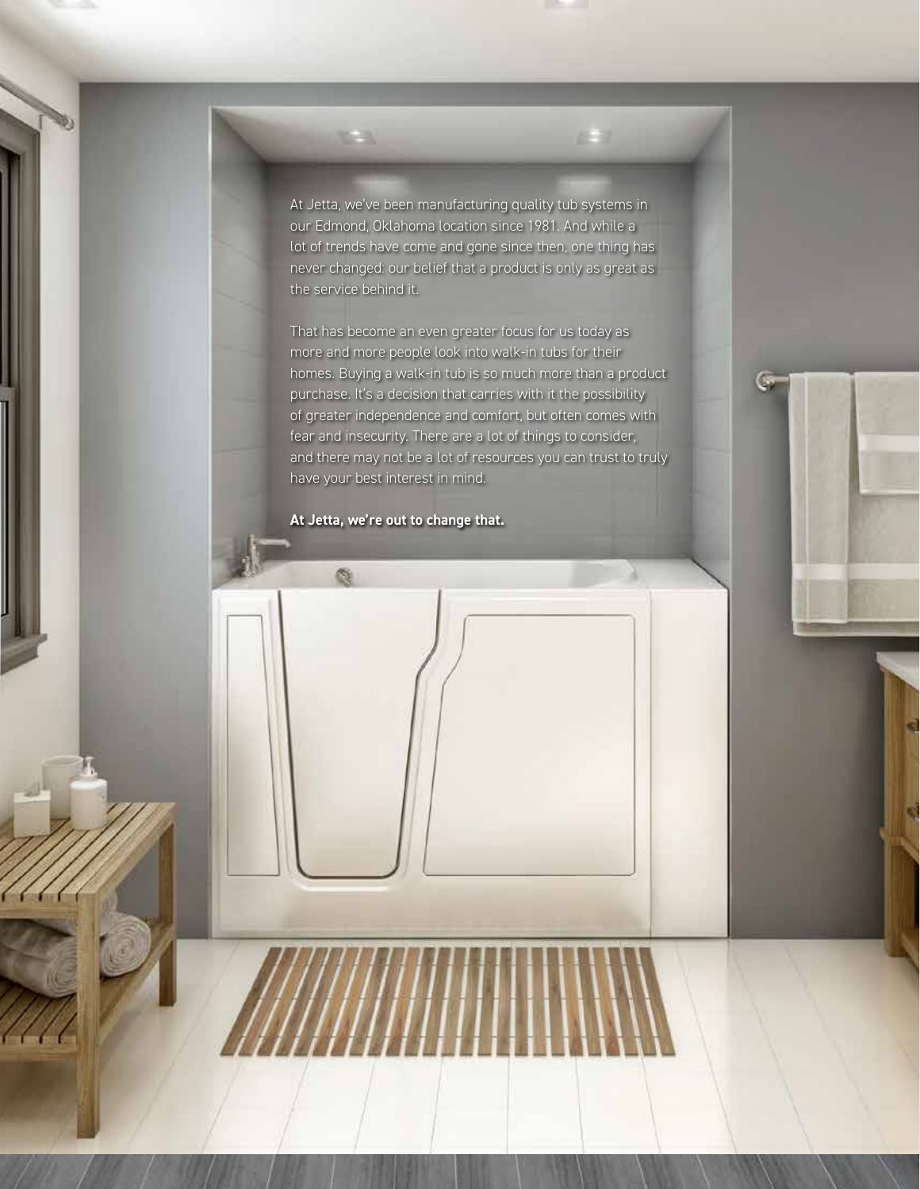At Jetta, we've been manufacturing quality tub systems in our Edmond, Oklahoma location since 1981. And while a lot of trends have come and gone since then, one thing has never changed: our belief that a product is only as great as the service behind it.

That has become an even greater focus for us today as more and more people look into walk-in tubs for their homes. Buying a walk-in tub is so much more than a product purchase. It's a decision that carries with it the possibility of greater independence and comfort, but often comes with fear and insecurity. There are a lot of things to consider, and there may not be a lot of resources you can trust to truly have your best interest in mind.

**At Jetta, we're out to change that.**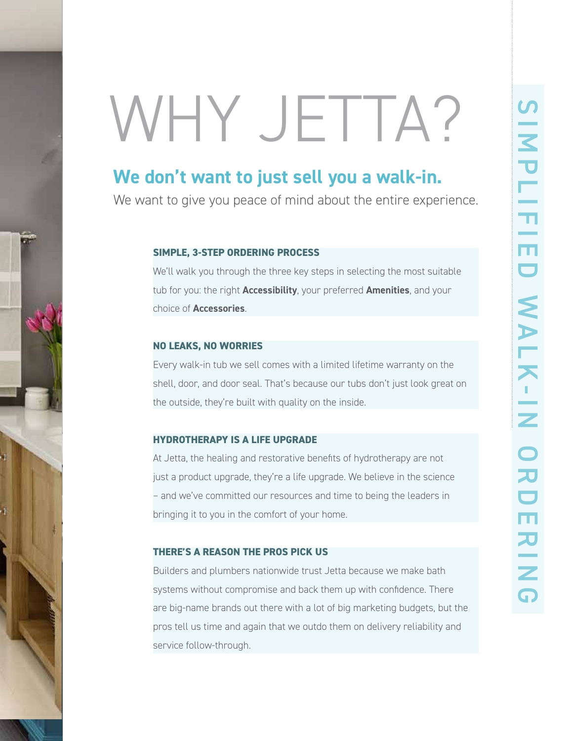# WHY JETTA?

## We don't want to just sell you a walk-in.

We want to give you peace of mind about the entire experience.

SIMPLIFIED WALK-IN ORDERING

### SIMPLE, 3-STEP ORDERING PROCESS

We'll walk you through the three key steps in selecting the most suitable tub for you: the right **Accessibility**, your preferred **Amenities**, and your choice of **Accessories**.

### NO LEAKS, NO WORRIES

Every walk-in tub we sell comes with a limited lifetime warranty on the shell, door, and door seal. That's because our tubs don't just look great on the outside, they're built with quality on the inside.

### HYDROTHERAPY IS A LIFE UPGRADE

At Jetta, the healing and restorative benefits of hydrotherapy are not just a product upgrade, they're a life upgrade. We believe in the science – and we've committed our resources and time to being the leaders in bringing it to you in the comfort of your home.

### THERE'S A REASON THE PROS PICK US

Builders and plumbers nationwide trust Jetta because we make bath systems without compromise and back them up with confidence. There are big-name brands out there with a lot of big marketing budgets, but the pros tell us time and again that we outdo them on delivery reliability and service follow-through.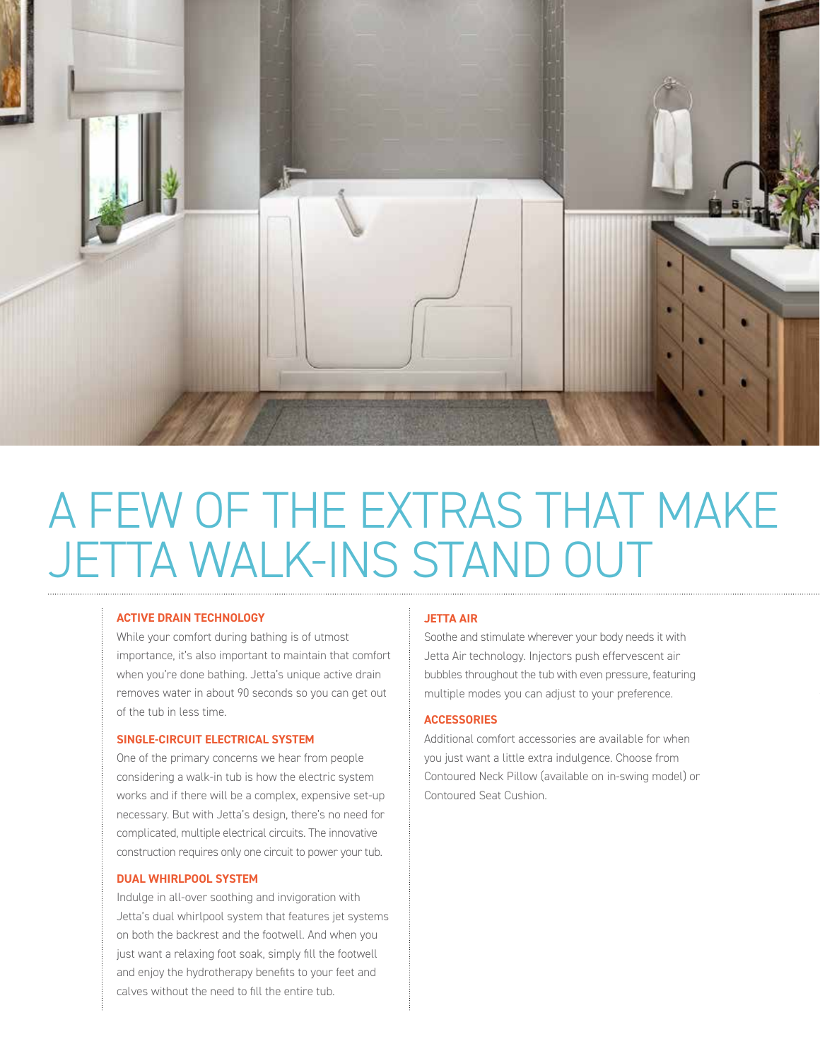# A FEW OF THE EXTRAS THAT MAKE JETTA WALK-INS STAND OUT

### ACTIVE DRAIN TECHNOLOGY

While your comfort during bathing is of utmost importance, it's also important to maintain that comfort when you're done bathing. Jetta's unique active drain removes water in about 90 seconds so you can get out of the tub in less time.

### SINGLE-CIRCUIT ELECTRICAL SYSTEM

One of the primary concerns we hear from people considering a walk-in tub is how the electric system works and if there will be a complex, expensive set-up necessary. But with Jetta's design, there's no need for complicated, multiple electrical circuits. The innovative construction requires only one circuit to power your tub.

### DUAL WHIRLPOOL SYSTEM

Indulge in all-over soothing and invigoration with Jetta's dual whirlpool system that features jet systems on both the backrest and the footwell. And when you just want a relaxing foot soak, simply fill the footwell and enjoy the hydrotherapy benefits to your feet and calves without the need to fill the entire tub.

### JETTA AIR

Soothe and stimulate wherever your body needs it with Jetta Air technology. Injectors push effervescent air bubbles throughout the tub with even pressure, featuring multiple modes you can adjust to your preference.

### ACCESSORIES

Additional comfort accessories are available for when you just want a little extra indulgence. Choose from Contoured Neck Pillow (available on in-swing model) or Contoured Seat Cushion.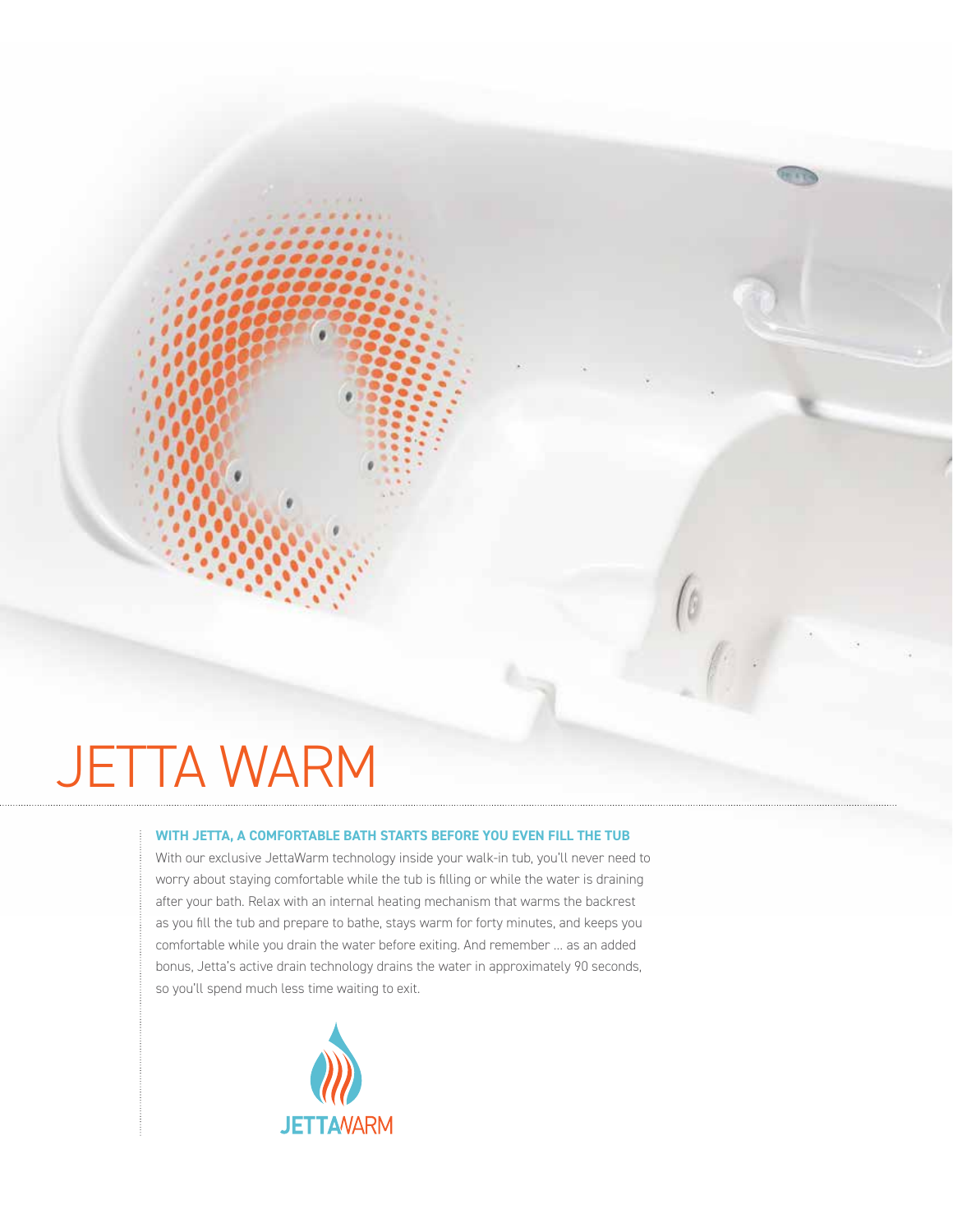# JETTA WARM

**WITH JETTA, A COMFORTABLE BATH STARTS BEFORE YOU EVEN FILL THE TUB**

With our exclusive JettaWarm technology inside your walk-in tub, you'll never need to worry about staying comfortable while the tub is filling or while the water is draining after your bath. Relax with an internal heating mechanism that warms the backrest as you fill the tub and prepare to bathe, stays warm for forty minutes, and keeps you comfortable while you drain the water before exiting. And remember ... as an added bonus, Jetta's active drain technology drains the water in approximately 90 seconds, so you'll spend much less time waiting to exit.

JETTAWARM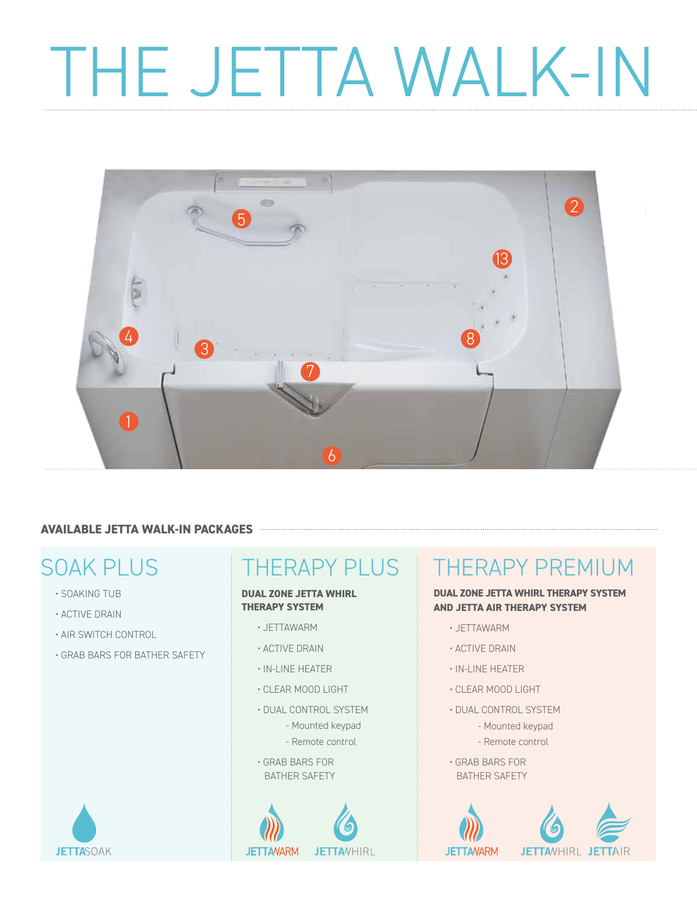# THE JETTA WALK-IN

1 2 3 4 5 6 7 8 13

**AVAILABLE JETTA WALK-IN PACKAGES**

## SOAK PLUS

- SOAKING TUB
- ACTIVE DRAIN
- AIR SWITCH CONTROL
- GRAB BARS FOR BATHER SAFETY

JETTASOAK

## THERAPY PLUS

**DUAL ZONE JETTA WHIRL THERAPY SYSTEM**

- JETTAWARM
- ACTIVE DRAIN
- IN-LINE HEATER
- CLEAR MOOD LIGHT
- DUAL CONTROL SYSTEM
  - Mounted keypad
  - Remote control
- GRAB BARS FOR BATHER SAFETY

JETTAWARM JETTAWHIRL

## THERAPY PREMIUM

**DUAL ZONE JETTA WHIRL THERAPY SYSTEM AND JETTA AIR THERAPY SYSTEM**

- JETTAWARM
- ACTIVE DRAIN
- IN-LINE HEATER
- CLEAR MOOD LIGHT
- DUAL CONTROL SYSTEM
  - Mounted keypad
  - Remote control
- GRAB BARS FOR BATHER SAFETY

JETTAWARM JETTAWHIRL JETTAAIR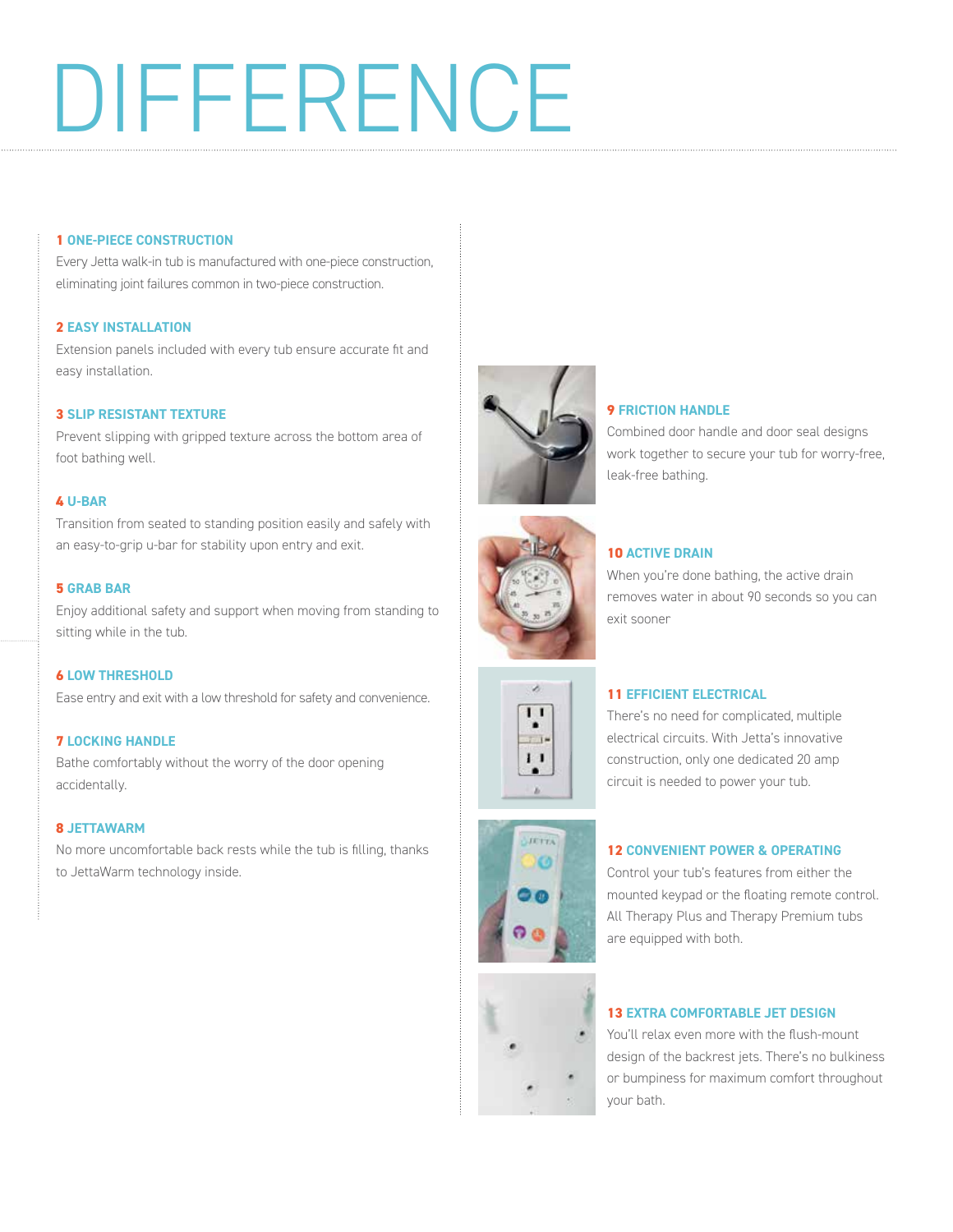# DIFFERENCE

**1 ONE-PIECE CONSTRUCTION**

Every Jetta walk-in tub is manufactured with one-piece construction, eliminating joint failures common in two-piece construction.

**2 EASY INSTALLATION**

Extension panels included with every tub ensure accurate fit and easy installation.

**3 SLIP RESISTANT TEXTURE**

Prevent slipping with gripped texture across the bottom area of foot bathing well.

**4 U-BAR**

Transition from seated to standing position easily and safely with an easy-to-grip u-bar for stability upon entry and exit.

**5 GRAB BAR**

Enjoy additional safety and support when moving from standing to sitting while in the tub.

**6 LOW THRESHOLD**

Ease entry and exit with a low threshold for safety and convenience.

**7 LOCKING HANDLE**

Bathe comfortably without the worry of the door opening accidentally.

**8 JETTAWARM**

No more uncomfortable back rests while the tub is filling, thanks to JettaWarm technology inside.

**9 FRICTION HANDLE**

Combined door handle and door seal designs work together to secure your tub for worry-free, leak-free bathing.

**10 ACTIVE DRAIN**

When you're done bathing, the active drain removes water in about 90 seconds so you can exit sooner

**11 EFFICIENT ELECTRICAL**

There's no need for complicated, multiple electrical circuits. With Jetta's innovative construction, only one dedicated 20 amp circuit is needed to power your tub.

**12 CONVENIENT POWER & OPERATING**

Control your tub's features from either the mounted keypad or the floating remote control. All Therapy Plus and Therapy Premium tubs are equipped with both.

**13 EXTRA COMFORTABLE JET DESIGN**

You'll relax even more with the flush-mount design of the backrest jets. There's no bulkiness or bumpiness for maximum comfort throughout your bath.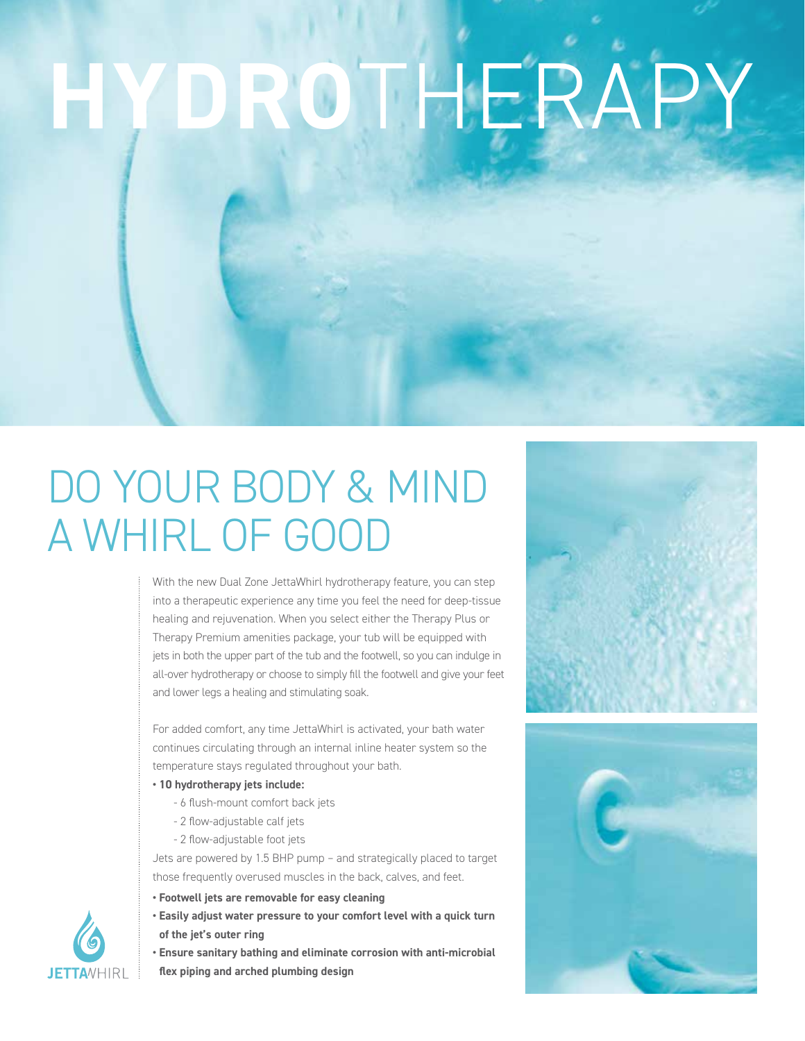# HYDROTHERAPY

## DO YOUR BODY & MIND A WHIRL OF GOOD

With the new Dual Zone JettaWhirl hydrotherapy feature, you can step into a therapeutic experience any time you feel the need for deep-tissue healing and rejuvenation. When you select either the Therapy Plus or Therapy Premium amenities package, your tub will be equipped with jets in both the upper part of the tub and the footwell, so you can indulge in all-over hydrotherapy or choose to simply fill the footwell and give your feet and lower legs a healing and stimulating soak.

For added comfort, any time JettaWhirl is activated, your bath water continues circulating through an internal inline heater system so the temperature stays regulated throughout your bath.

- **10 hydrotherapy jets include:**
  - 6 flush-mount comfort back jets
  - 2 flow-adjustable calf jets
  - 2 flow-adjustable foot jets

Jets are powered by 1.5 BHP pump – and strategically placed to target those frequently overused muscles in the back, calves, and feet.

- **Footwell jets are removable for easy cleaning**
- **Easily adjust water pressure to your comfort level with a quick turn of the jet's outer ring**
- **Ensure sanitary bathing and eliminate corrosion with anti-microbial flex piping and arched plumbing design**

JETTAWHIRL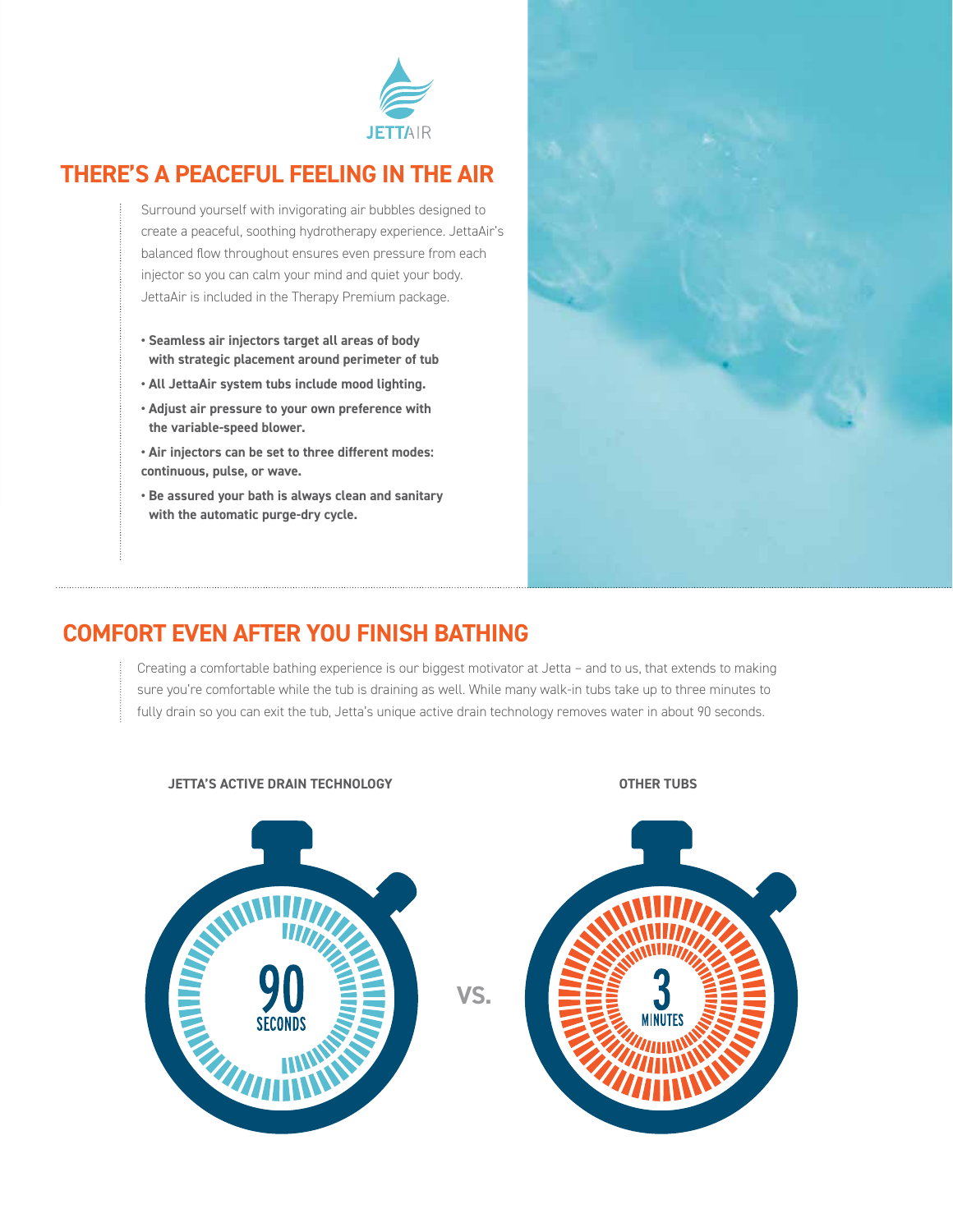JETTAIR

## THERE'S A PEACEFUL FEELING IN THE AIR

Surround yourself with invigorating air bubbles designed to create a peaceful, soothing hydrotherapy experience. JettaAir's balanced flow throughout ensures even pressure from each injector so you can calm your mind and quiet your body. JettaAir is included in the Therapy Premium package.

- **Seamless air injectors target all areas of body with strategic placement around perimeter of tub**
- **All JettaAir system tubs include mood lighting.**
- **Adjust air pressure to your own preference with the variable-speed blower.**
- **Air injectors can be set to three different modes: continuous, pulse, or wave.**
- **Be assured your bath is always clean and sanitary with the automatic purge-dry cycle.**

## COMFORT EVEN AFTER YOU FINISH BATHING

Creating a comfortable bathing experience is our biggest motivator at Jetta – and to us, that extends to making sure you're comfortable while the tub is draining as well. While many walk-in tubs take up to three minutes to fully drain so you can exit the tub, Jetta's unique active drain technology removes water in about 90 seconds.

**JETTA'S ACTIVE DRAIN TECHNOLOGY**

90 SECONDS

VS.

**OTHER TUBS**

3 MINUTES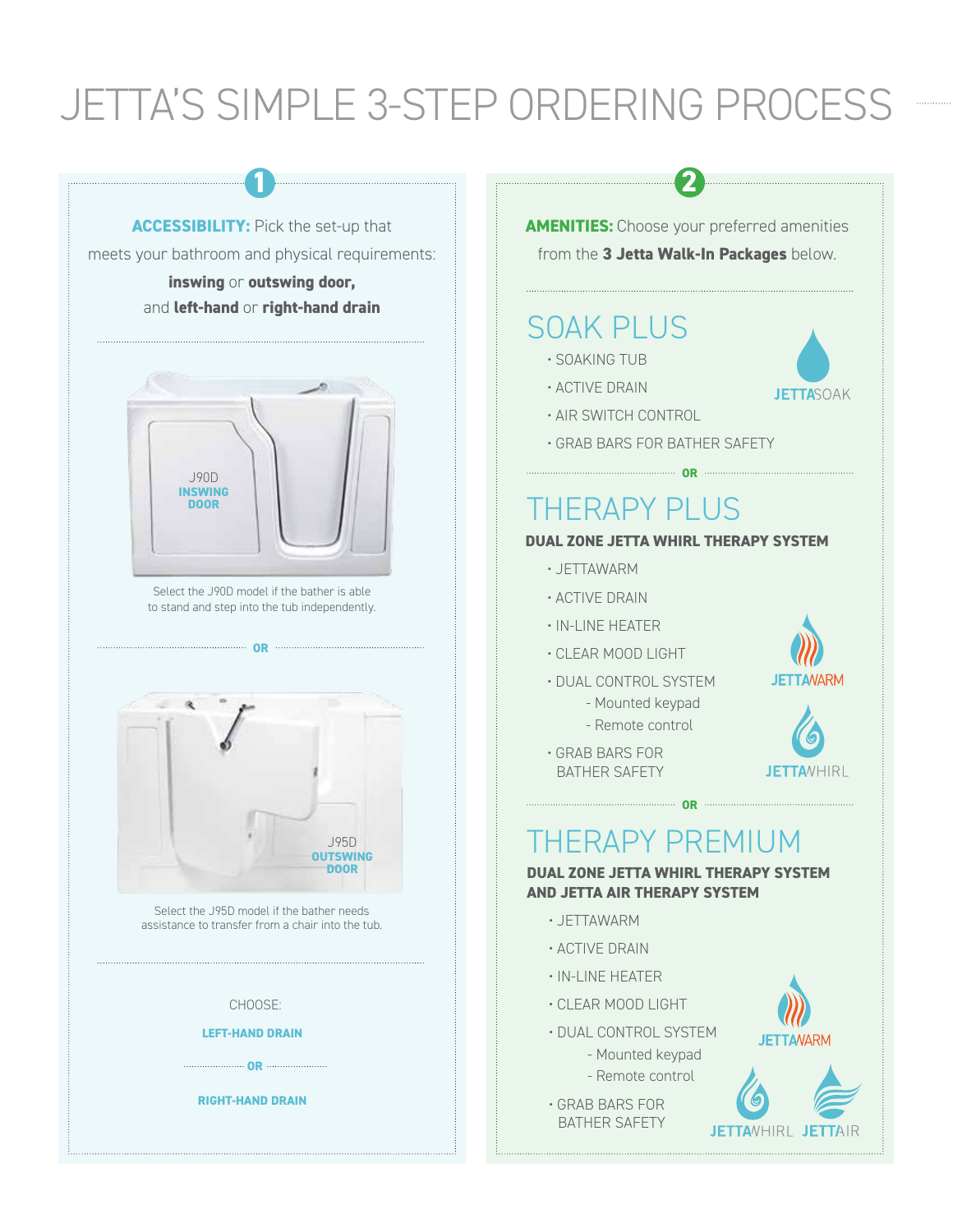# JETTA'S SIMPLE 3-STEP ORDERING PROCESS

## 1

**ACCESSIBILITY:** Pick the set-up that meets your bathroom and physical requirements: **inswing** or **outswing door,** and **left-hand** or **right-hand drain**

J90D
**INSWING DOOR**

Select the J90D model if the bather is able to stand and step into the tub independently.

**OR**

J95D
**OUTSWING DOOR**

Select the J95D model if the bather needs assistance to transfer from a chair into the tub.

CHOOSE:

**LEFT-HAND DRAIN**

**OR**

**RIGHT-HAND DRAIN**

## 2

**AMENITIES:** Choose your preferred amenities from the **3 Jetta Walk-In Packages** below.

### SOAK PLUS

- SOAKING TUB
- ACTIVE DRAIN
- AIR SWITCH CONTROL
- GRAB BARS FOR BATHER SAFETY

JETTASOAK

**OR**

### THERAPY PLUS

**DUAL ZONE JETTA WHIRL THERAPY SYSTEM**

- JETTAWARM
- ACTIVE DRAIN
- IN-LINE HEATER
- CLEAR MOOD LIGHT
- DUAL CONTROL SYSTEM
  - Mounted keypad
  - Remote control
- GRAB BARS FOR BATHER SAFETY

JETTAWARM

JETTAWHIRL

**OR**

### THERAPY PREMIUM

**DUAL ZONE JETTA WHIRL THERAPY SYSTEM AND JETTA AIR THERAPY SYSTEM**

- JETTAWARM
- ACTIVE DRAIN
- IN-LINE HEATER
- CLEAR MOOD LIGHT
- DUAL CONTROL SYSTEM
  - Mounted keypad
  - Remote control
- GRAB BARS FOR BATHER SAFETY

JETTAWARM

JETTAWHIRL JETTAAIR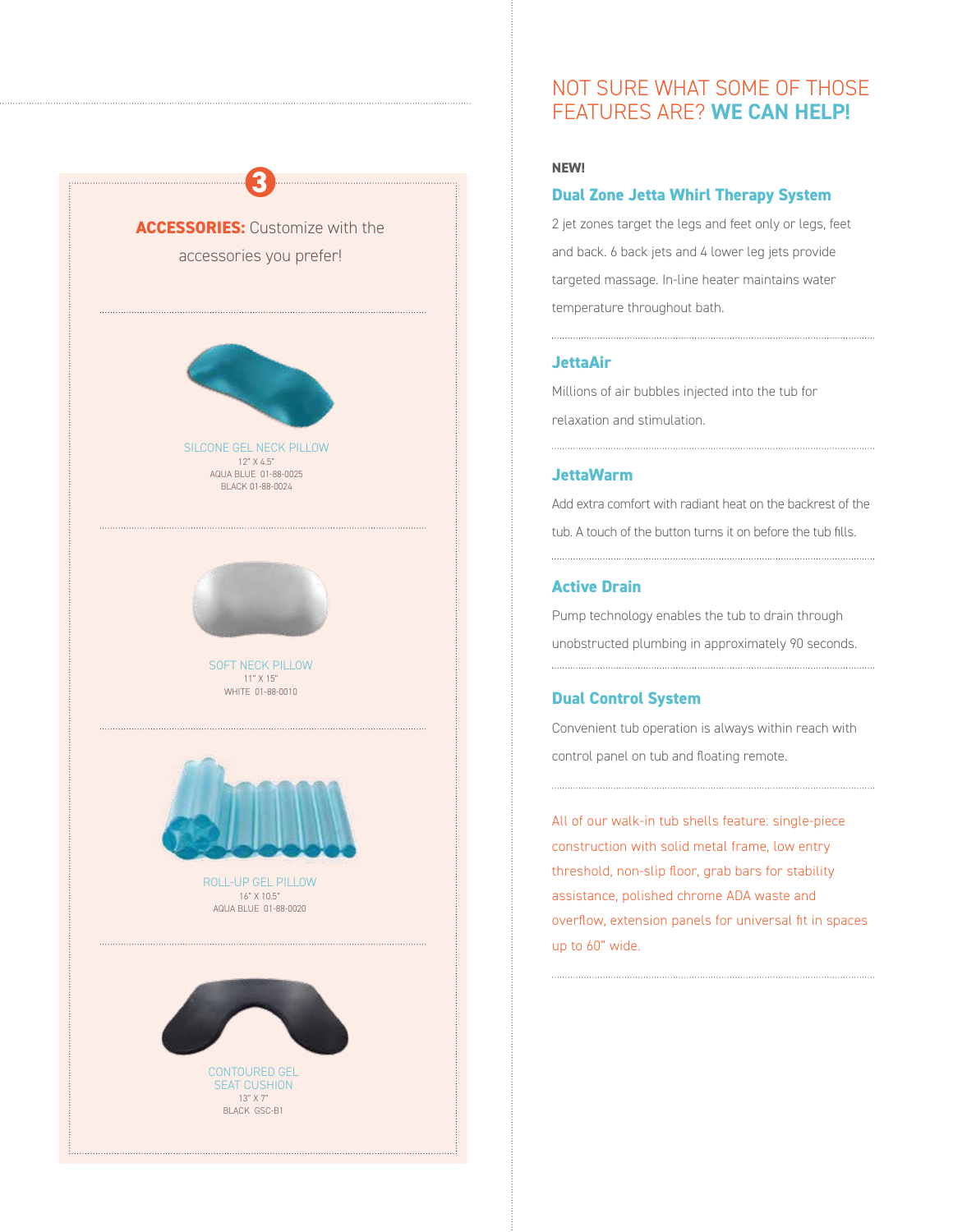## 3

**ACCESSORIES:** Customize with the accessories you prefer!

SILCONE GEL NECK PILLOW
12" X 4.5"
AQUA BLUE 01-88-0025
BLACK 01-88-0024

SOFT NECK PILLOW
11" X 15"
WHITE 01-88-0010

ROLL-UP GEL PILLOW
16" X 10.5"
AQUA BLUE 01-88-0020

CONTOURED GEL SEAT CUSHION
13" X 7"
BLACK GSC-B1

## NOT SURE WHAT SOME OF THOSE FEATURES ARE? **WE CAN HELP!**

**NEW!**

### Dual Zone Jetta Whirl Therapy System

2 jet zones target the legs and feet only or legs, feet and back. 6 back jets and 4 lower leg jets provide targeted massage. In-line heater maintains water temperature throughout bath.

### JettaAir

Millions of air bubbles injected into the tub for relaxation and stimulation.

### JettaWarm

Add extra comfort with radiant heat on the backrest of the tub. A touch of the button turns it on before the tub fills.

### Active Drain

Pump technology enables the tub to drain through unobstructed plumbing in approximately 90 seconds.

### Dual Control System

Convenient tub operation is always within reach with control panel on tub and floating remote.

All of our walk-in tub shells feature: single-piece construction with solid metal frame, low entry threshold, non-slip floor, grab bars for stability assistance, polished chrome ADA waste and overflow, extension panels for universal fit in spaces up to 60" wide.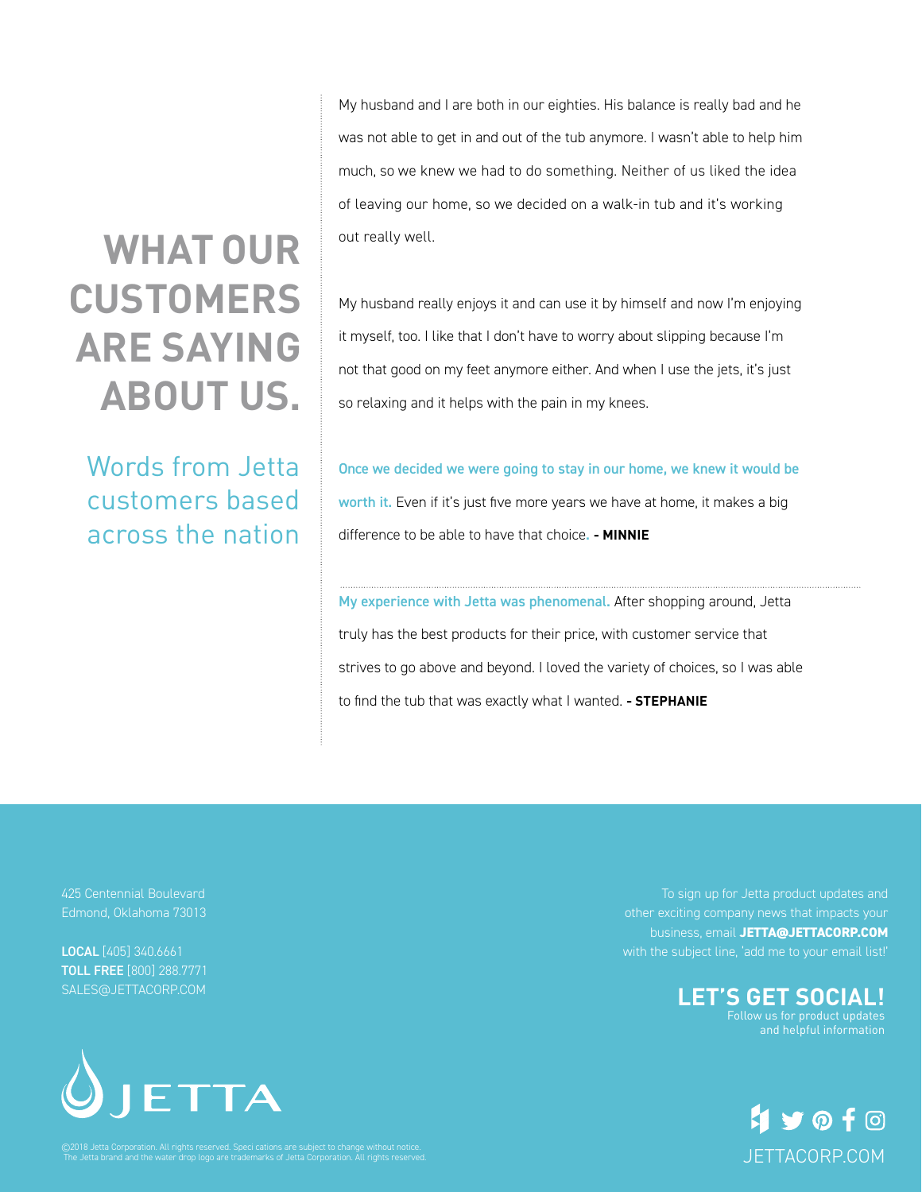# WHAT OUR CUSTOMERS ARE SAYING ABOUT US.

Words from Jetta customers based across the nation

My husband and I are both in our eighties. His balance is really bad and he was not able to get in and out of the tub anymore. I wasn't able to help him much, so we knew we had to do something. Neither of us liked the idea of leaving our home, so we decided on a walk-in tub and it's working out really well.

My husband really enjoys it and can use it by himself and now I'm enjoying it myself, too. I like that I don't have to worry about slipping because I'm not that good on my feet anymore either. And when I use the jets, it's just so relaxing and it helps with the pain in my knees.

Once we decided we were going to stay in our home, we knew it would be worth it. Even if it's just five more years we have at home, it makes a big difference to be able to have that choice. **- MINNIE**

---

My experience with Jetta was phenomenal. After shopping around, Jetta truly has the best products for their price, with customer service that strives to go above and beyond. I loved the variety of choices, so I was able to find the tub that was exactly what I wanted. **- STEPHANIE**

425 Centennial Boulevard
Edmond, Oklahoma 73013

**LOCAL** [405] 340.6661
**TOLL FREE** [800] 288.7771
SALES@JETTACORP.COM

To sign up for Jetta product updates and other exciting company news that impacts your business, email **JETTA@JETTACORP.COM** with the subject line, 'add me to your email list!'

**LET'S GET SOCIAL!**
Follow us for product updates and helpful information

JETTA

JETTACORP.COM

©2018 Jetta Corporation. All rights reserved. Speci cations are subject to change without notice.
The Jetta brand and the water drop logo are trademarks of Jetta Corporation. All rights reserved.